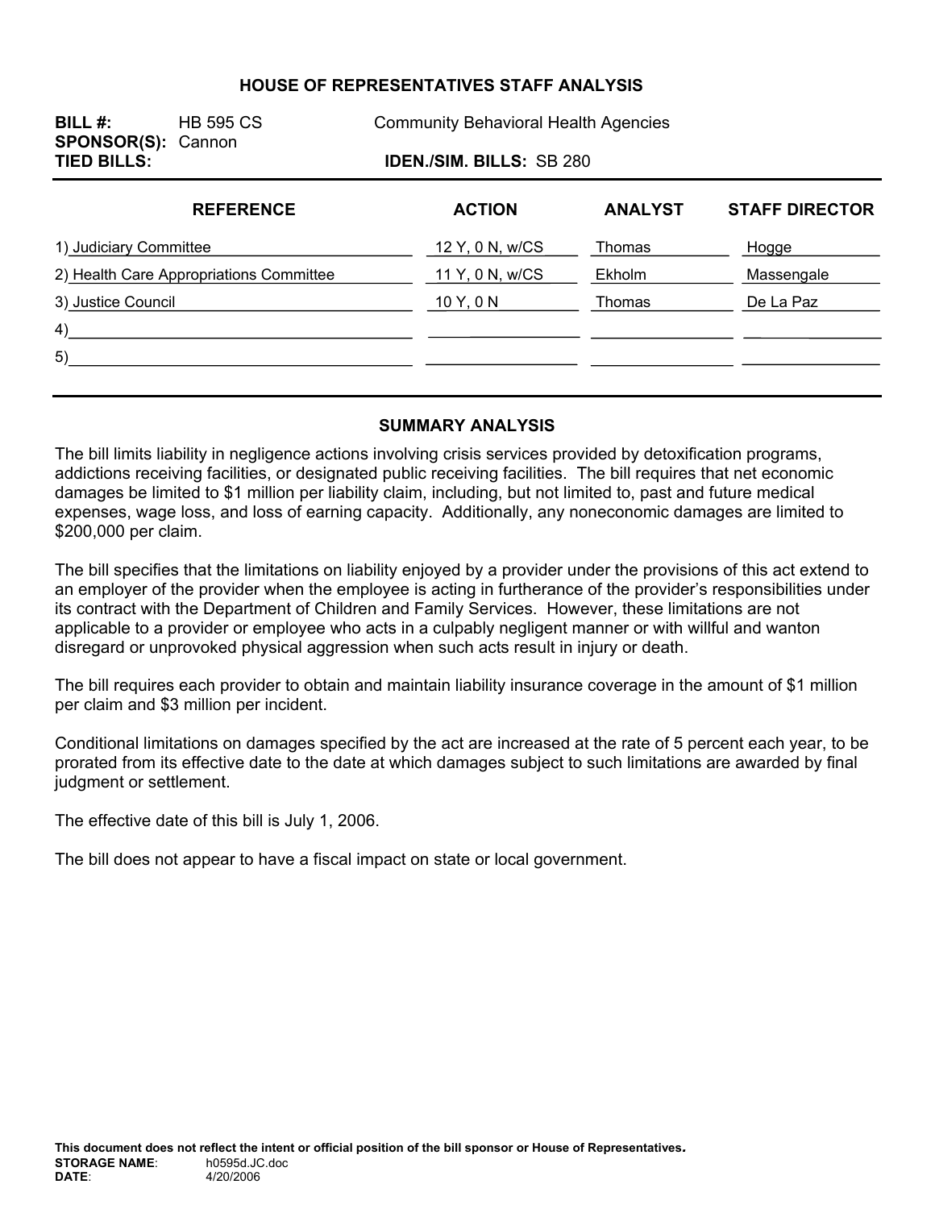# HOUSE OF REPRESENTATIVES STAFF ANALYSIS

**BILL #:** HB 595 CS Community Behavioral Health Agencies
**SPONSOR(S):** Cannon
**TIED BILLS:** **IDEN./SIM. BILLS:** SB 280

| REFERENCE | ACTION | ANALYST | STAFF DIRECTOR |
|---|---|---|---|
| 1) Judiciary Committee | 12 Y, 0 N, w/CS | Thomas | Hogge |
| 2) Health Care Appropriations Committee | 11 Y, 0 N, w/CS | Ekholm | Massengale |
| 3) Justice Council | 10 Y, 0 N | Thomas | De La Paz |
| 4) | | | |
| 5) | | | |

## SUMMARY ANALYSIS

The bill limits liability in negligence actions involving crisis services provided by detoxification programs, addictions receiving facilities, or designated public receiving facilities. The bill requires that net economic damages be limited to $1 million per liability claim, including, but not limited to, past and future medical expenses, wage loss, and loss of earning capacity. Additionally, any noneconomic damages are limited to $200,000 per claim.

The bill specifies that the limitations on liability enjoyed by a provider under the provisions of this act extend to an employer of the provider when the employee is acting in furtherance of the provider's responsibilities under its contract with the Department of Children and Family Services. However, these limitations are not applicable to a provider or employee who acts in a culpably negligent manner or with willful and wanton disregard or unprovoked physical aggression when such acts result in injury or death.

The bill requires each provider to obtain and maintain liability insurance coverage in the amount of $1 million per claim and $3 million per incident.

Conditional limitations on damages specified by the act are increased at the rate of 5 percent each year, to be prorated from its effective date to the date at which damages subject to such limitations are awarded by final judgment or settlement.

The effective date of this bill is July 1, 2006.

The bill does not appear to have a fiscal impact on state or local government.

**This document does not reflect the intent or official position of the bill sponsor or House of Representatives.**
**STORAGE NAME**: h0595d.JC.doc
**DATE**: 4/20/2006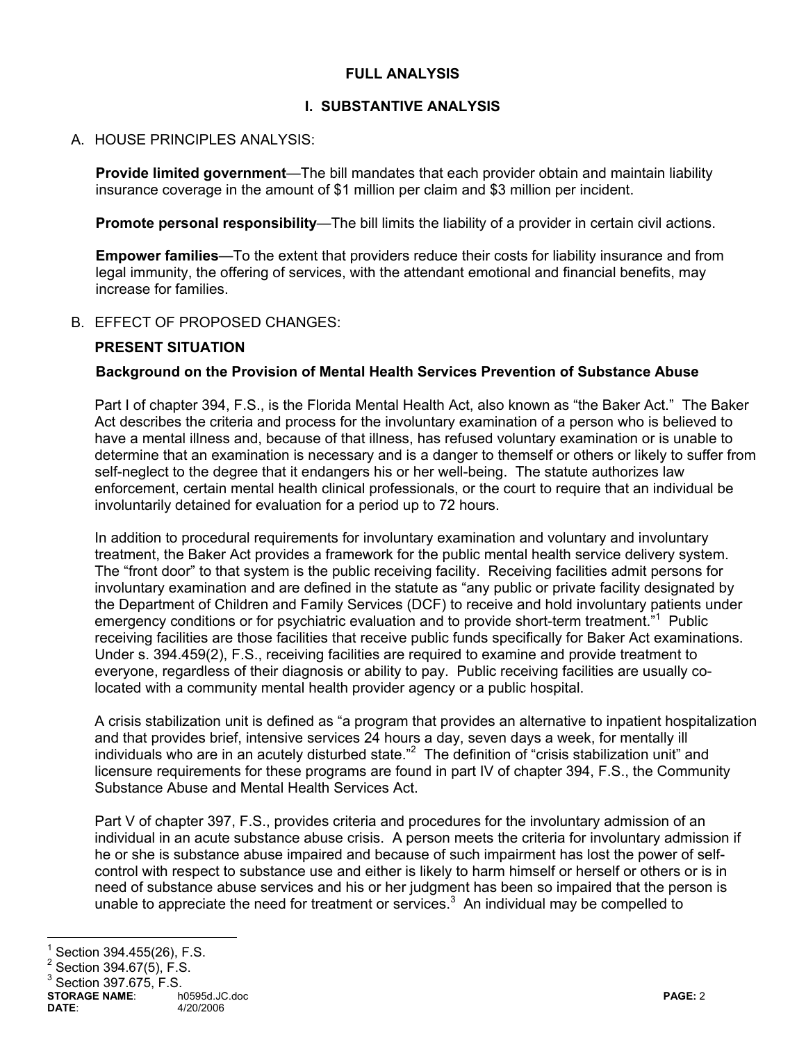## FULL ANALYSIS

## I. SUBSTANTIVE ANALYSIS

### A. HOUSE PRINCIPLES ANALYSIS:

**Provide limited government**—The bill mandates that each provider obtain and maintain liability insurance coverage in the amount of $1 million per claim and $3 million per incident.

**Promote personal responsibility**—The bill limits the liability of a provider in certain civil actions.

**Empower families**—To the extent that providers reduce their costs for liability insurance and from legal immunity, the offering of services, with the attendant emotional and financial benefits, may increase for families.

### B. EFFECT OF PROPOSED CHANGES:

**PRESENT SITUATION**

**Background on the Provision of Mental Health Services Prevention of Substance Abuse**

Part I of chapter 394, F.S., is the Florida Mental Health Act, also known as "the Baker Act." The Baker Act describes the criteria and process for the involuntary examination of a person who is believed to have a mental illness and, because of that illness, has refused voluntary examination or is unable to determine that an examination is necessary and is a danger to themself or others or likely to suffer from self-neglect to the degree that it endangers his or her well-being. The statute authorizes law enforcement, certain mental health clinical professionals, or the court to require that an individual be involuntarily detained for evaluation for a period up to 72 hours.

In addition to procedural requirements for involuntary examination and voluntary and involuntary treatment, the Baker Act provides a framework for the public mental health service delivery system. The "front door" to that system is the public receiving facility. Receiving facilities admit persons for involuntary examination and are defined in the statute as "any public or private facility designated by the Department of Children and Family Services (DCF) to receive and hold involuntary patients under emergency conditions or for psychiatric evaluation and to provide short-term treatment."[1] Public receiving facilities are those facilities that receive public funds specifically for Baker Act examinations. Under s. 394.459(2), F.S., receiving facilities are required to examine and provide treatment to everyone, regardless of their diagnosis or ability to pay. Public receiving facilities are usually co-located with a community mental health provider agency or a public hospital.

A crisis stabilization unit is defined as "a program that provides an alternative to inpatient hospitalization and that provides brief, intensive services 24 hours a day, seven days a week, for mentally ill individuals who are in an acutely disturbed state."[2] The definition of "crisis stabilization unit" and licensure requirements for these programs are found in part IV of chapter 394, F.S., the Community Substance Abuse and Mental Health Services Act.

Part V of chapter 397, F.S., provides criteria and procedures for the involuntary admission of an individual in an acute substance abuse crisis. A person meets the criteria for involuntary admission if he or she is substance abuse impaired and because of such impairment has lost the power of self-control with respect to substance use and either is likely to harm himself or herself or others or is in need of substance abuse services and his or her judgment has been so impaired that the person is unable to appreciate the need for treatment or services.[3] An individual may be compelled to

---

[1] Section 394.455(26), F.S.

[2] Section 394.67(5), F.S.

[3] Section 397.675, F.S.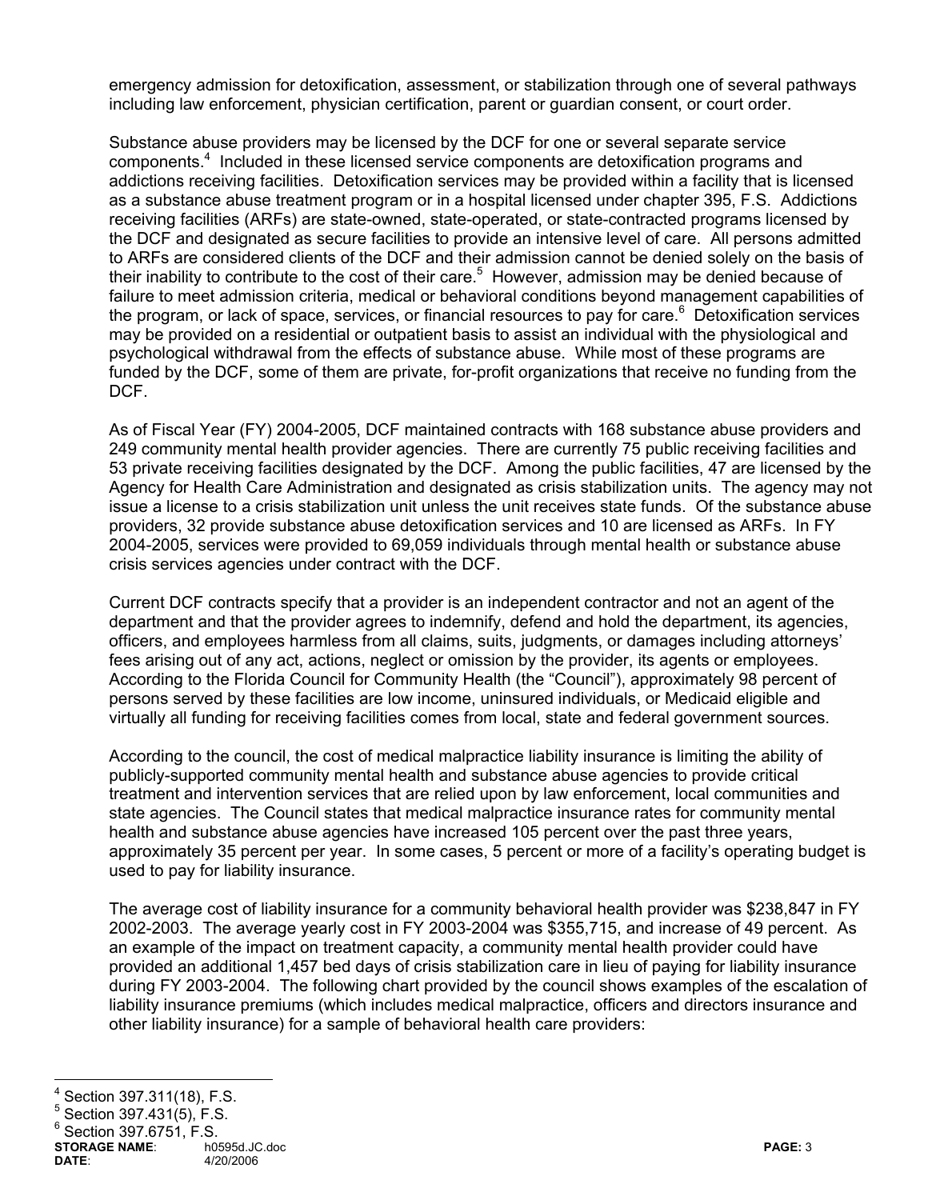emergency admission for detoxification, assessment, or stabilization through one of several pathways including law enforcement, physician certification, parent or guardian consent, or court order.

Substance abuse providers may be licensed by the DCF for one or several separate service components.[4] Included in these licensed service components are detoxification programs and addictions receiving facilities. Detoxification services may be provided within a facility that is licensed as a substance abuse treatment program or in a hospital licensed under chapter 395, F.S. Addictions receiving facilities (ARFs) are state-owned, state-operated, or state-contracted programs licensed by the DCF and designated as secure facilities to provide an intensive level of care. All persons admitted to ARFs are considered clients of the DCF and their admission cannot be denied solely on the basis of their inability to contribute to the cost of their care.[5] However, admission may be denied because of failure to meet admission criteria, medical or behavioral conditions beyond management capabilities of the program, or lack of space, services, or financial resources to pay for care.[6] Detoxification services may be provided on a residential or outpatient basis to assist an individual with the physiological and psychological withdrawal from the effects of substance abuse. While most of these programs are funded by the DCF, some of them are private, for-profit organizations that receive no funding from the DCF.

As of Fiscal Year (FY) 2004-2005, DCF maintained contracts with 168 substance abuse providers and 249 community mental health provider agencies. There are currently 75 public receiving facilities and 53 private receiving facilities designated by the DCF. Among the public facilities, 47 are licensed by the Agency for Health Care Administration and designated as crisis stabilization units. The agency may not issue a license to a crisis stabilization unit unless the unit receives state funds. Of the substance abuse providers, 32 provide substance abuse detoxification services and 10 are licensed as ARFs. In FY 2004-2005, services were provided to 69,059 individuals through mental health or substance abuse crisis services agencies under contract with the DCF.

Current DCF contracts specify that a provider is an independent contractor and not an agent of the department and that the provider agrees to indemnify, defend and hold the department, its agencies, officers, and employees harmless from all claims, suits, judgments, or damages including attorneys' fees arising out of any act, actions, neglect or omission by the provider, its agents or employees. According to the Florida Council for Community Health (the "Council"), approximately 98 percent of persons served by these facilities are low income, uninsured individuals, or Medicaid eligible and virtually all funding for receiving facilities comes from local, state and federal government sources.

According to the council, the cost of medical malpractice liability insurance is limiting the ability of publicly-supported community mental health and substance abuse agencies to provide critical treatment and intervention services that are relied upon by law enforcement, local communities and state agencies. The Council states that medical malpractice insurance rates for community mental health and substance abuse agencies have increased 105 percent over the past three years, approximately 35 percent per year. In some cases, 5 percent or more of a facility's operating budget is used to pay for liability insurance.

The average cost of liability insurance for a community behavioral health provider was $238,847 in FY 2002-2003. The average yearly cost in FY 2003-2004 was $355,715, and increase of 49 percent. As an example of the impact on treatment capacity, a community mental health provider could have provided an additional 1,457 bed days of crisis stabilization care in lieu of paying for liability insurance during FY 2003-2004. The following chart provided by the council shows examples of the escalation of liability insurance premiums (which includes medical malpractice, officers and directors insurance and other liability insurance) for a sample of behavioral health care providers:

---

[4] Section 397.311(18), F.S.
[5] Section 397.431(5), F.S.
[6] Section 397.6751, F.S.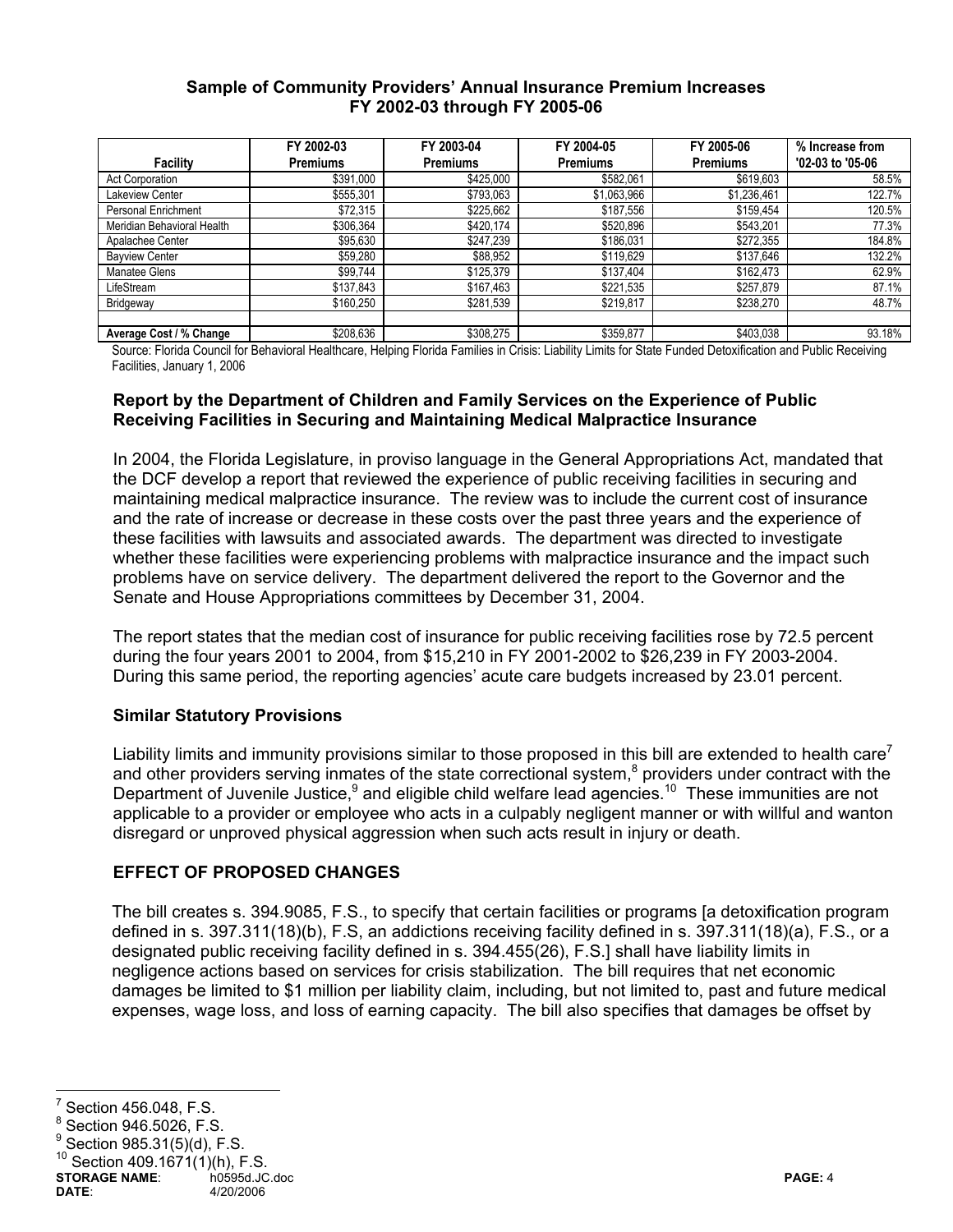**Sample of Community Providers' Annual Insurance Premium Increases FY 2002-03 through FY 2005-06**

| Facility | FY 2002-03 Premiums | FY 2003-04 Premiums | FY 2004-05 Premiums | FY 2005-06 Premiums | % Increase from '02-03 to '05-06 |
|---|---|---|---|---|---|
| Act Corporation | $391,000 | $425,000 | $582,061 | $619,603 | 58.5% |
| Lakeview Center | $555,301 | $793,063 | $1,063,966 | $1,236,461 | 122.7% |
| Personal Enrichment | $72,315 | $225,662 | $187,556 | $159,454 | 120.5% |
| Meridian Behavioral Health | $306,364 | $420,174 | $520,896 | $543,201 | 77.3% |
| Apalachee Center | $95,630 | $247,239 | $186,031 | $272,355 | 184.8% |
| Bayview Center | $59,280 | $88,952 | $119,629 | $137,646 | 132.2% |
| Manatee Glens | $99,744 | $125,379 | $137,404 | $162,473 | 62.9% |
| LifeStream | $137,843 | $167,463 | $221,535 | $257,879 | 87.1% |
| Bridgeway | $160,250 | $281,539 | $219,817 | $238,270 | 48.7% |
| | | | | | |
| **Average Cost / % Change** | $208,636 | $308,275 | $359,877 | $403,038 | 93.18% |

Source: Florida Council for Behavioral Healthcare, Helping Florida Families in Crisis: Liability Limits for State Funded Detoxification and Public Receiving Facilities, January 1, 2006

### Report by the Department of Children and Family Services on the Experience of Public Receiving Facilities in Securing and Maintaining Medical Malpractice Insurance

In 2004, the Florida Legislature, in proviso language in the General Appropriations Act, mandated that the DCF develop a report that reviewed the experience of public receiving facilities in securing and maintaining medical malpractice insurance. The review was to include the current cost of insurance and the rate of increase or decrease in these costs over the past three years and the experience of these facilities with lawsuits and associated awards. The department was directed to investigate whether these facilities were experiencing problems with malpractice insurance and the impact such problems have on service delivery. The department delivered the report to the Governor and the Senate and House Appropriations committees by December 31, 2004.

The report states that the median cost of insurance for public receiving facilities rose by 72.5 percent during the four years 2001 to 2004, from $15,210 in FY 2001-2002 to $26,239 in FY 2003-2004. During this same period, the reporting agencies' acute care budgets increased by 23.01 percent.

### Similar Statutory Provisions

Liability limits and immunity provisions similar to those proposed in this bill are extended to health care[7] and other providers serving inmates of the state correctional system,[8] providers under contract with the Department of Juvenile Justice,[9] and eligible child welfare lead agencies.[10] These immunities are not applicable to a provider or employee who acts in a culpably negligent manner or with willful and wanton disregard or unproved physical aggression when such acts result in injury or death.

## EFFECT OF PROPOSED CHANGES

The bill creates s. 394.9085, F.S., to specify that certain facilities or programs [a detoxification program defined in s. 397.311(18)(b), F.S, an addictions receiving facility defined in s. 397.311(18)(a), F.S., or a designated public receiving facility defined in s. 394.455(26), F.S.] shall have liability limits in negligence actions based on services for crisis stabilization. The bill requires that net economic damages be limited to $1 million per liability claim, including, but not limited to, past and future medical expenses, wage loss, and loss of earning capacity. The bill also specifies that damages be offset by

[7] Section 456.048, F.S.
[8] Section 946.5026, F.S.
[9] Section 985.31(5)(d), F.S.
[10] Section 409.1671(1)(h), F.S.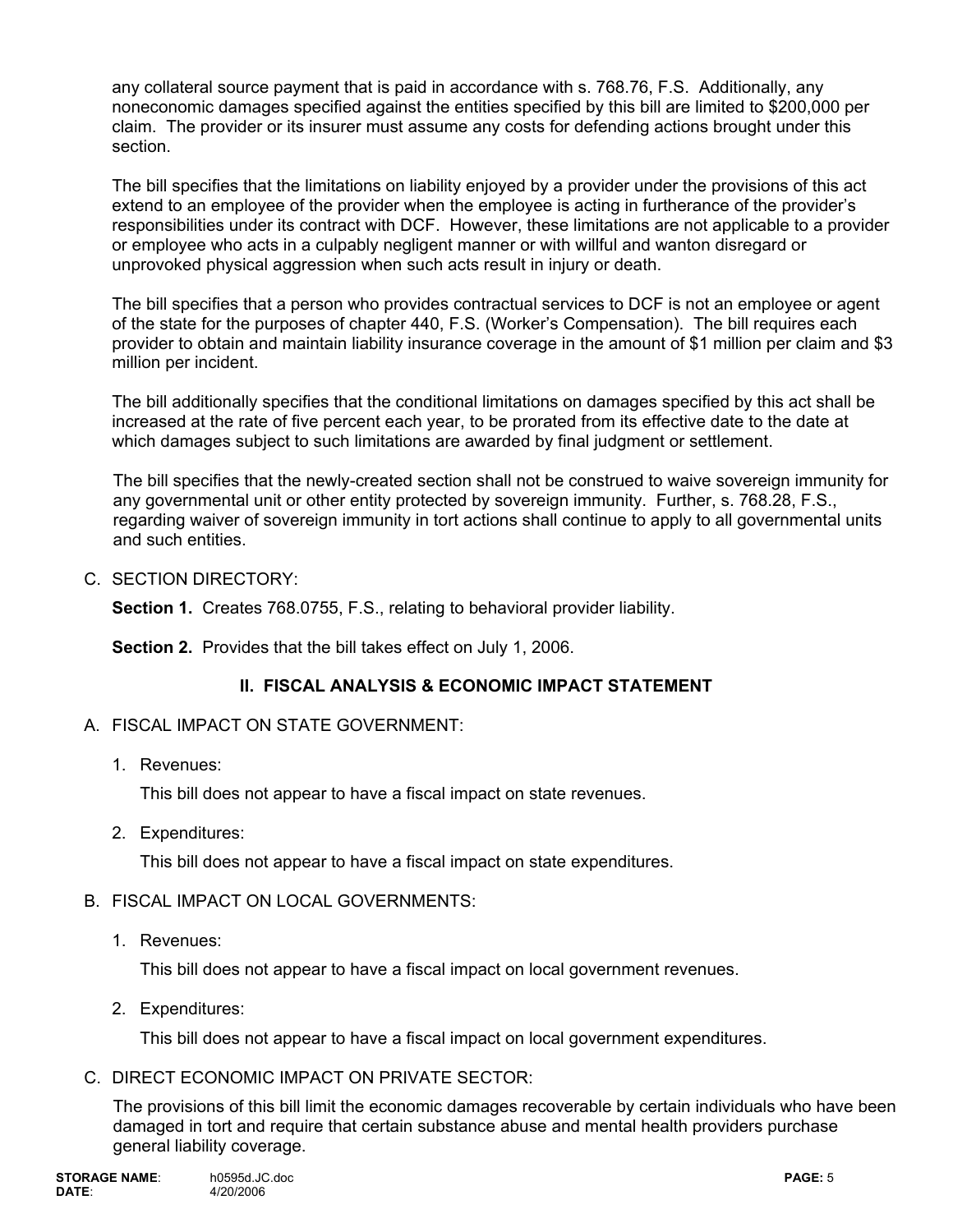any collateral source payment that is paid in accordance with s. 768.76, F.S. Additionally, any noneconomic damages specified against the entities specified by this bill are limited to $200,000 per claim. The provider or its insurer must assume any costs for defending actions brought under this section.

The bill specifies that the limitations on liability enjoyed by a provider under the provisions of this act extend to an employee of the provider when the employee is acting in furtherance of the provider's responsibilities under its contract with DCF. However, these limitations are not applicable to a provider or employee who acts in a culpably negligent manner or with willful and wanton disregard or unprovoked physical aggression when such acts result in injury or death.

The bill specifies that a person who provides contractual services to DCF is not an employee or agent of the state for the purposes of chapter 440, F.S. (Worker's Compensation). The bill requires each provider to obtain and maintain liability insurance coverage in the amount of $1 million per claim and $3 million per incident.

The bill additionally specifies that the conditional limitations on damages specified by this act shall be increased at the rate of five percent each year, to be prorated from its effective date to the date at which damages subject to such limitations are awarded by final judgment or settlement.

The bill specifies that the newly-created section shall not be construed to waive sovereign immunity for any governmental unit or other entity protected by sovereign immunity. Further, s. 768.28, F.S., regarding waiver of sovereign immunity in tort actions shall continue to apply to all governmental units and such entities.

C. SECTION DIRECTORY:

**Section 1.** Creates 768.0755, F.S., relating to behavioral provider liability.

**Section 2.** Provides that the bill takes effect on July 1, 2006.

## II. FISCAL ANALYSIS & ECONOMIC IMPACT STATEMENT

A. FISCAL IMPACT ON STATE GOVERNMENT:

1. Revenues:

   This bill does not appear to have a fiscal impact on state revenues.

2. Expenditures:

   This bill does not appear to have a fiscal impact on state expenditures.

B. FISCAL IMPACT ON LOCAL GOVERNMENTS:

1. Revenues:

   This bill does not appear to have a fiscal impact on local government revenues.

2. Expenditures:

   This bill does not appear to have a fiscal impact on local government expenditures.

C. DIRECT ECONOMIC IMPACT ON PRIVATE SECTOR:

The provisions of this bill limit the economic damages recoverable by certain individuals who have been damaged in tort and require that certain substance abuse and mental health providers purchase general liability coverage.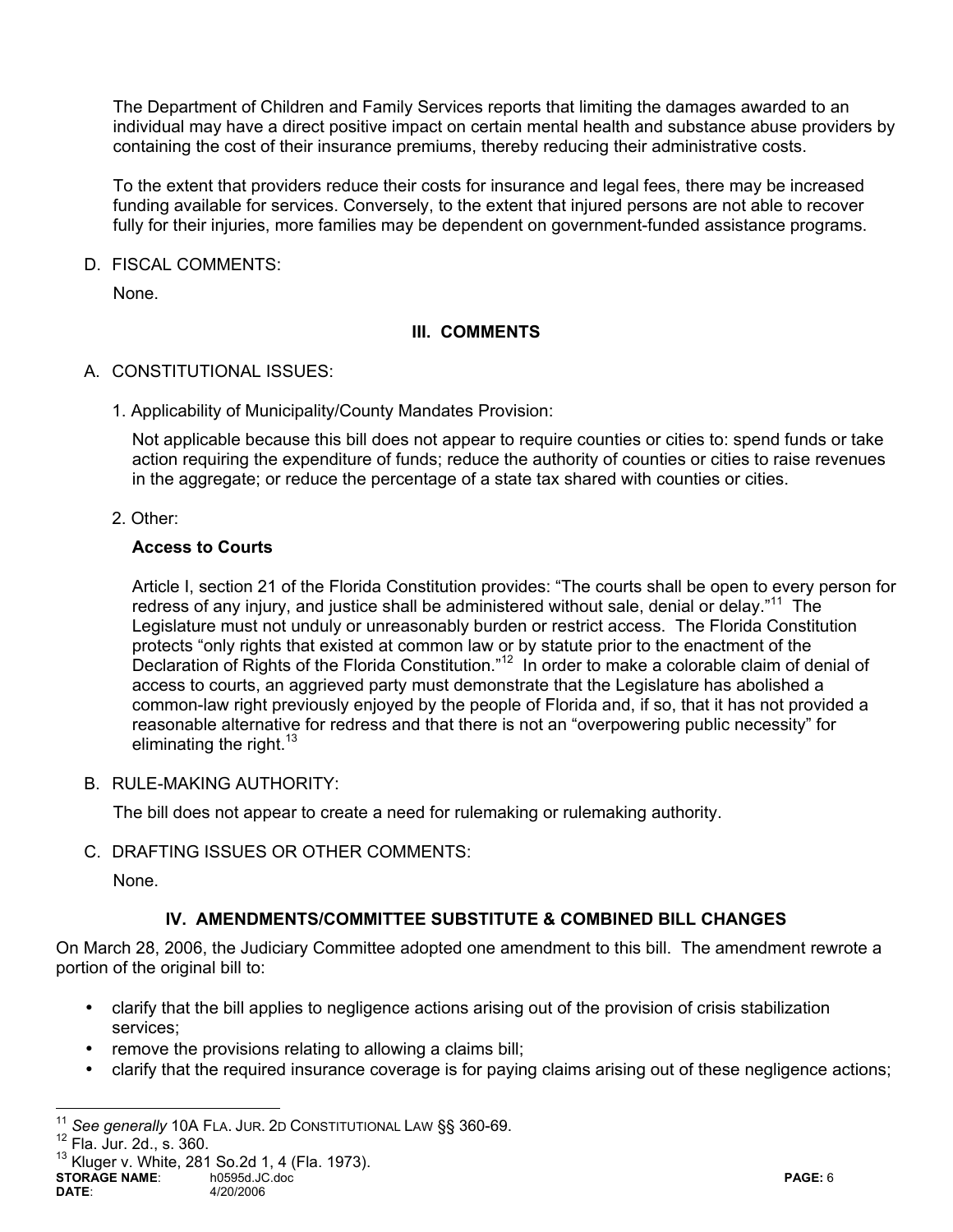The Department of Children and Family Services reports that limiting the damages awarded to an individual may have a direct positive impact on certain mental health and substance abuse providers by containing the cost of their insurance premiums, thereby reducing their administrative costs.

To the extent that providers reduce their costs for insurance and legal fees, there may be increased funding available for services. Conversely, to the extent that injured persons are not able to recover fully for their injuries, more families may be dependent on government-funded assistance programs.

D. FISCAL COMMENTS:

None.

## III. COMMENTS

A. CONSTITUTIONAL ISSUES:

1. Applicability of Municipality/County Mandates Provision:

Not applicable because this bill does not appear to require counties or cities to: spend funds or take action requiring the expenditure of funds; reduce the authority of counties or cities to raise revenues in the aggregate; or reduce the percentage of a state tax shared with counties or cities.

2. Other:

**Access to Courts**

Article I, section 21 of the Florida Constitution provides: "The courts shall be open to every person for redress of any injury, and justice shall be administered without sale, denial or delay."[11] The Legislature must not unduly or unreasonably burden or restrict access. The Florida Constitution protects "only rights that existed at common law or by statute prior to the enactment of the Declaration of Rights of the Florida Constitution."[12] In order to make a colorable claim of denial of access to courts, an aggrieved party must demonstrate that the Legislature has abolished a common-law right previously enjoyed by the people of Florida and, if so, that it has not provided a reasonable alternative for redress and that there is not an "overpowering public necessity" for eliminating the right.[13]

B. RULE-MAKING AUTHORITY:

The bill does not appear to create a need for rulemaking or rulemaking authority.

C. DRAFTING ISSUES OR OTHER COMMENTS:

None.

## IV. AMENDMENTS/COMMITTEE SUBSTITUTE & COMBINED BILL CHANGES

On March 28, 2006, the Judiciary Committee adopted one amendment to this bill. The amendment rewrote a portion of the original bill to:

- clarify that the bill applies to negligence actions arising out of the provision of crisis stabilization services;
- remove the provisions relating to allowing a claims bill;
- clarify that the required insurance coverage is for paying claims arising out of these negligence actions;

[11] *See generally* 10A FLA. JUR. 2D CONSTITUTIONAL LAW §§ 360-69.
[12] Fla. Jur. 2d., s. 360.
[13] Kluger v. White, 281 So.2d 1, 4 (Fla. 1973).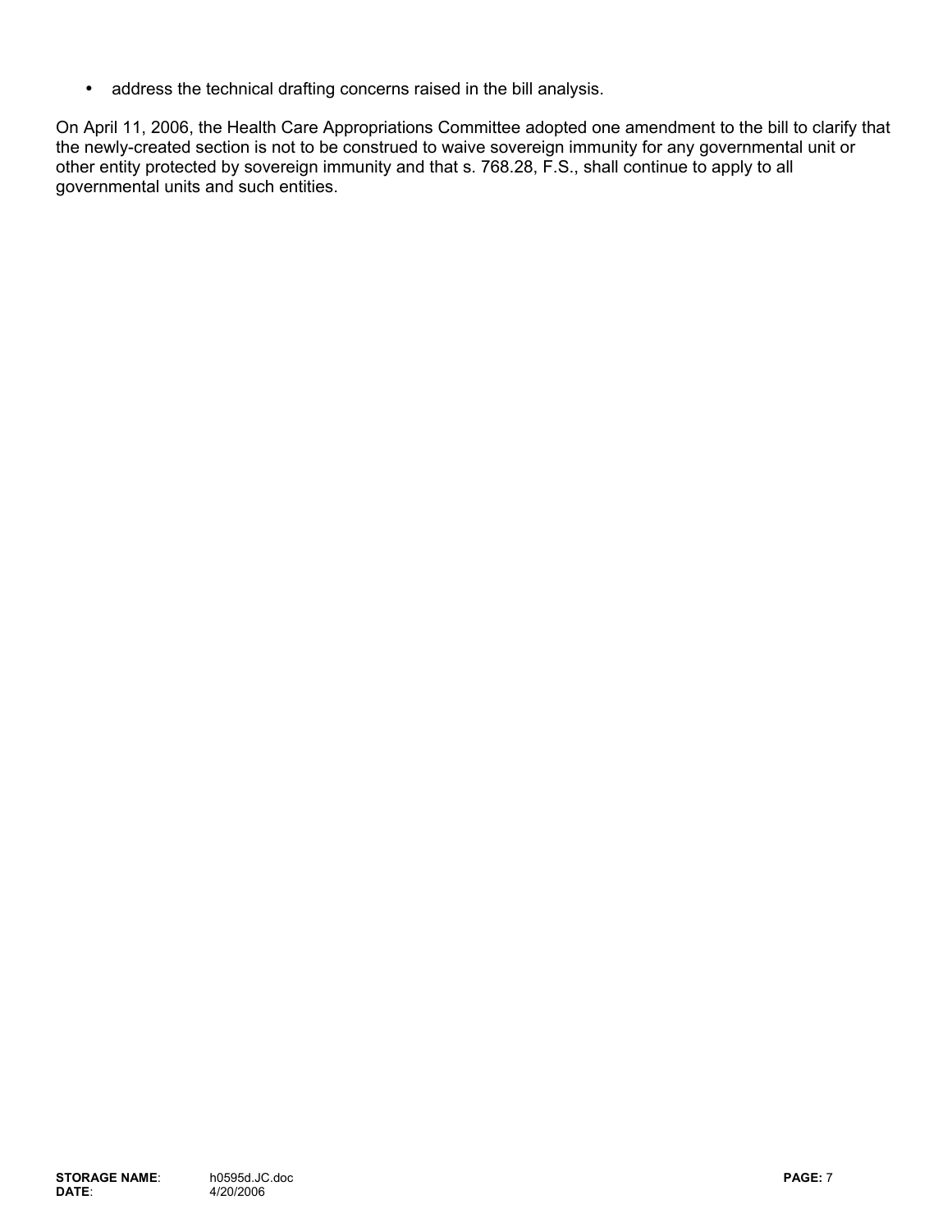- address the technical drafting concerns raised in the bill analysis.

On April 11, 2006, the Health Care Appropriations Committee adopted one amendment to the bill to clarify that the newly-created section is not to be construed to waive sovereign immunity for any governmental unit or other entity protected by sovereign immunity and that s. 768.28, F.S., shall continue to apply to all governmental units and such entities.